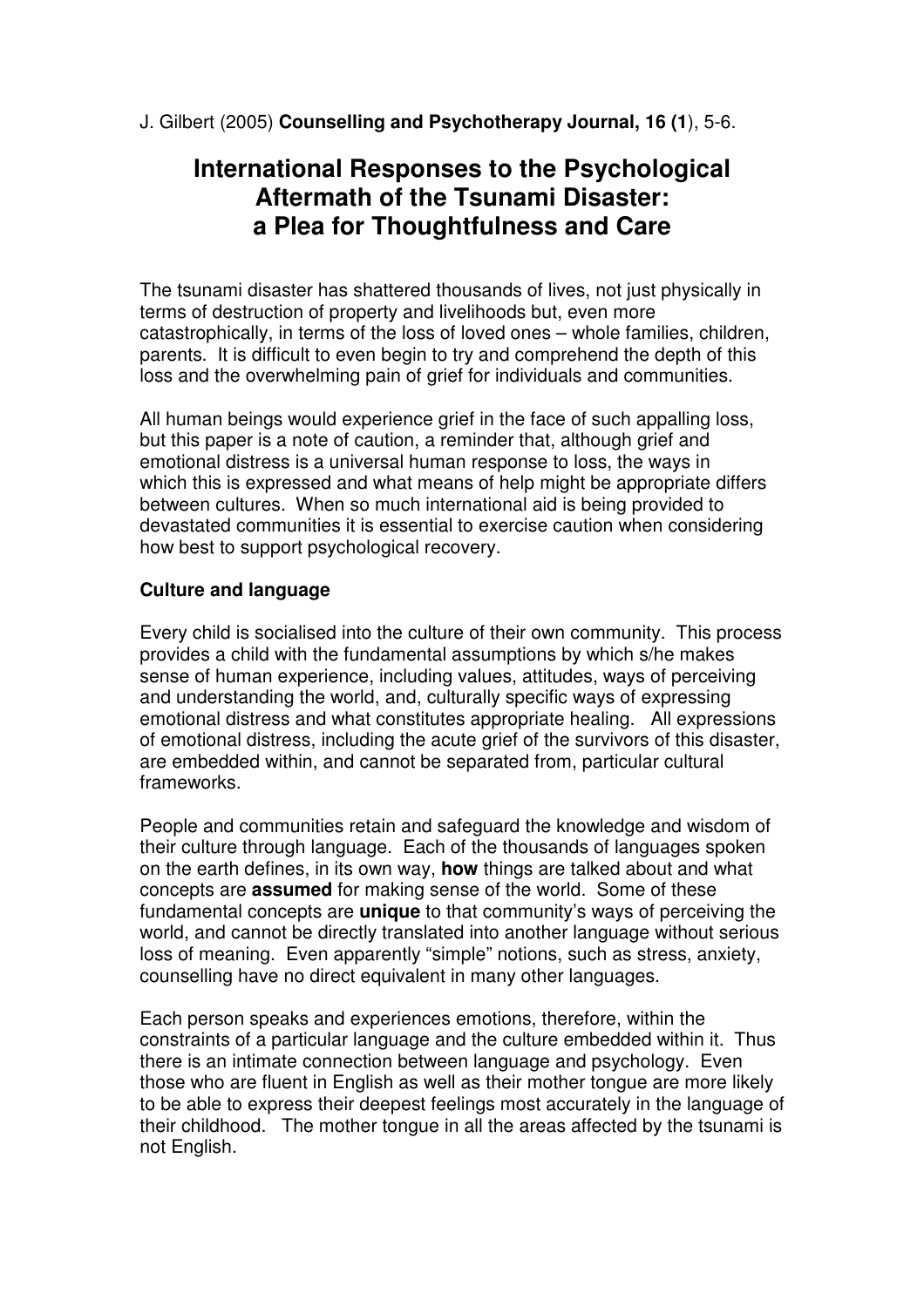J. Gilbert (2005) **Counselling and Psychotherapy Journal, 16 (1**), 5-6.

# International Responses to the Psychological Aftermath of the Tsunami Disaster: a Plea for Thoughtfulness and Care

The tsunami disaster has shattered thousands of lives, not just physically in terms of destruction of property and livelihoods but, even more catastrophically, in terms of the loss of loved ones – whole families, children, parents. It is difficult to even begin to try and comprehend the depth of this loss and the overwhelming pain of grief for individuals and communities.

All human beings would experience grief in the face of such appalling loss, but this paper is a note of caution, a reminder that, although grief and emotional distress is a universal human response to loss, the ways in which this is expressed and what means of help might be appropriate differs between cultures. When so much international aid is being provided to devastated communities it is essential to exercise caution when considering how best to support psychological recovery.

**Culture and language**

Every child is socialised into the culture of their own community. This process provides a child with the fundamental assumptions by which s/he makes sense of human experience, including values, attitudes, ways of perceiving and understanding the world, and, culturally specific ways of expressing emotional distress and what constitutes appropriate healing. All expressions of emotional distress, including the acute grief of the survivors of this disaster, are embedded within, and cannot be separated from, particular cultural frameworks.

People and communities retain and safeguard the knowledge and wisdom of their culture through language. Each of the thousands of languages spoken on the earth defines, in its own way, **how** things are talked about and what concepts are **assumed** for making sense of the world. Some of these fundamental concepts are **unique** to that community's ways of perceiving the world, and cannot be directly translated into another language without serious loss of meaning. Even apparently "simple" notions, such as stress, anxiety, counselling have no direct equivalent in many other languages.

Each person speaks and experiences emotions, therefore, within the constraints of a particular language and the culture embedded within it. Thus there is an intimate connection between language and psychology. Even those who are fluent in English as well as their mother tongue are more likely to be able to express their deepest feelings most accurately in the language of their childhood. The mother tongue in all the areas affected by the tsunami is not English.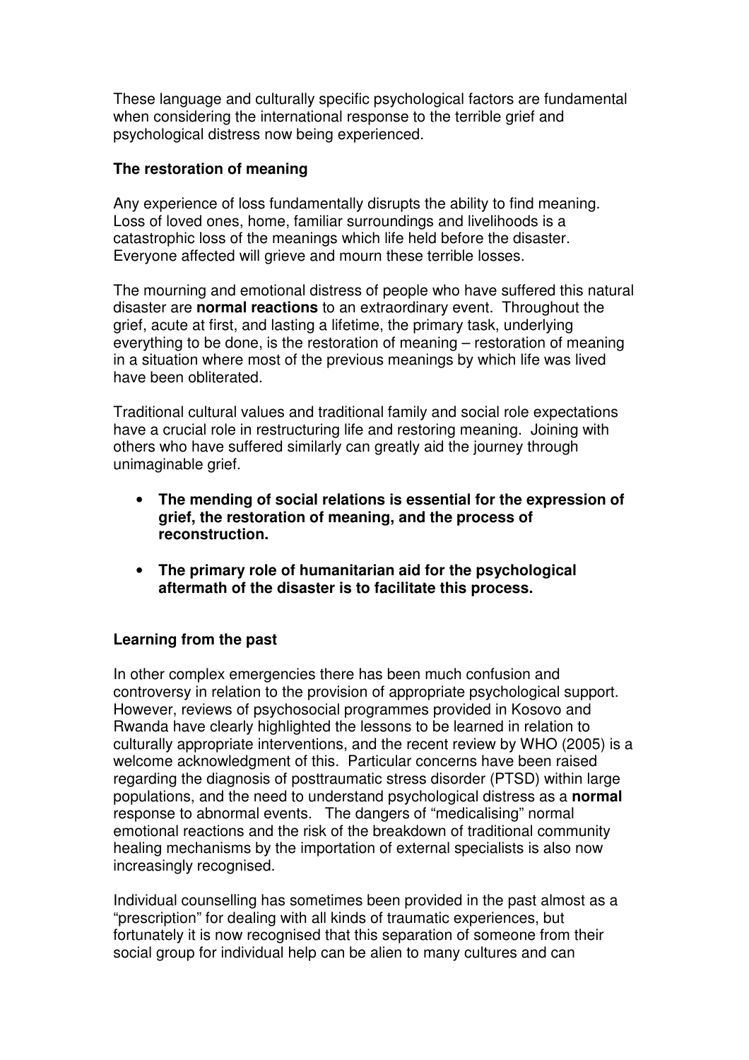These language and culturally specific psychological factors are fundamental when considering the international response to the terrible grief and psychological distress now being experienced.

## The restoration of meaning

Any experience of loss fundamentally disrupts the ability to find meaning. Loss of loved ones, home, familiar surroundings and livelihoods is a catastrophic loss of the meanings which life held before the disaster. Everyone affected will grieve and mourn these terrible losses.

The mourning and emotional distress of people who have suffered this natural disaster are **normal reactions** to an extraordinary event. Throughout the grief, acute at first, and lasting a lifetime, the primary task, underlying everything to be done, is the restoration of meaning – restoration of meaning in a situation where most of the previous meanings by which life was lived have been obliterated.

Traditional cultural values and traditional family and social role expectations have a crucial role in restructuring life and restoring meaning. Joining with others who have suffered similarly can greatly aid the journey through unimaginable grief.

- **The mending of social relations is essential for the expression of grief, the restoration of meaning, and the process of reconstruction.**
- **The primary role of humanitarian aid for the psychological aftermath of the disaster is to facilitate this process.**

## Learning from the past

In other complex emergencies there has been much confusion and controversy in relation to the provision of appropriate psychological support. However, reviews of psychosocial programmes provided in Kosovo and Rwanda have clearly highlighted the lessons to be learned in relation to culturally appropriate interventions, and the recent review by WHO (2005) is a welcome acknowledgment of this. Particular concerns have been raised regarding the diagnosis of posttraumatic stress disorder (PTSD) within large populations, and the need to understand psychological distress as a **normal** response to abnormal events. The dangers of "medicalising" normal emotional reactions and the risk of the breakdown of traditional community healing mechanisms by the importation of external specialists is also now increasingly recognised.

Individual counselling has sometimes been provided in the past almost as a "prescription" for dealing with all kinds of traumatic experiences, but fortunately it is now recognised that this separation of someone from their social group for individual help can be alien to many cultures and can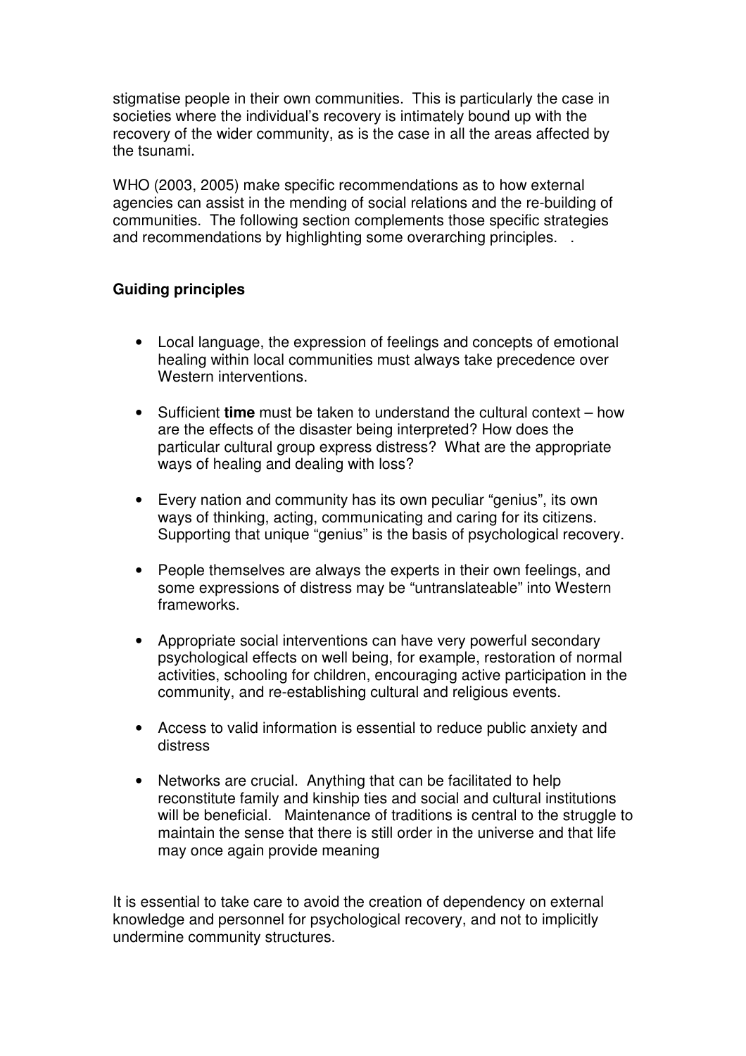stigmatise people in their own communities. This is particularly the case in societies where the individual's recovery is intimately bound up with the recovery of the wider community, as is the case in all the areas affected by the tsunami.

WHO (2003, 2005) make specific recommendations as to how external agencies can assist in the mending of social relations and the re-building of communities. The following section complements those specific strategies and recommendations by highlighting some overarching principles. .

**Guiding principles**

- Local language, the expression of feelings and concepts of emotional healing within local communities must always take precedence over Western interventions.
- Sufficient **time** must be taken to understand the cultural context – how are the effects of the disaster being interpreted? How does the particular cultural group express distress? What are the appropriate ways of healing and dealing with loss?
- Every nation and community has its own peculiar "genius", its own ways of thinking, acting, communicating and caring for its citizens. Supporting that unique "genius" is the basis of psychological recovery.
- People themselves are always the experts in their own feelings, and some expressions of distress may be "untranslateable" into Western frameworks.
- Appropriate social interventions can have very powerful secondary psychological effects on well being, for example, restoration of normal activities, schooling for children, encouraging active participation in the community, and re-establishing cultural and religious events.
- Access to valid information is essential to reduce public anxiety and distress
- Networks are crucial. Anything that can be facilitated to help reconstitute family and kinship ties and social and cultural institutions will be beneficial. Maintenance of traditions is central to the struggle to maintain the sense that there is still order in the universe and that life may once again provide meaning

It is essential to take care to avoid the creation of dependency on external knowledge and personnel for psychological recovery, and not to implicitly undermine community structures.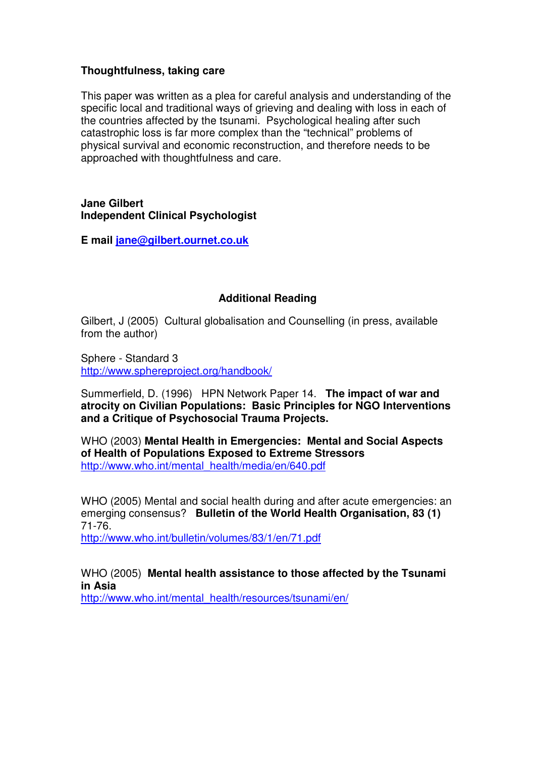**Thoughtfulness, taking care**

This paper was written as a plea for careful analysis and understanding of the specific local and traditional ways of grieving and dealing with loss in each of the countries affected by the tsunami. Psychological healing after such catastrophic loss is far more complex than the "technical" problems of physical survival and economic reconstruction, and therefore needs to be approached with thoughtfulness and care.

**Jane Gilbert**
**Independent Clinical Psychologist**

**E mail [jane@gilbert.ournet.co.uk](mailto:jane@gilbert.ournet.co.uk)**

## Additional Reading

Gilbert, J (2005) Cultural globalisation and Counselling (in press, available from the author)

Sphere - Standard 3
http://www.sphereproject.org/handbook/

Summerfield, D. (1996) HPN Network Paper 14. **The impact of war and atrocity on Civilian Populations: Basic Principles for NGO Interventions and a Critique of Psychosocial Trauma Projects.**

WHO (2003) **Mental Health in Emergencies: Mental and Social Aspects of Health of Populations Exposed to Extreme Stressors**
http://www.who.int/mental_health/media/en/640.pdf

WHO (2005) Mental and social health during and after acute emergencies: an emerging consensus? **Bulletin of the World Health Organisation, 83 (1)** 71-76.
http://www.who.int/bulletin/volumes/83/1/en/71.pdf

WHO (2005) **Mental health assistance to those affected by the Tsunami in Asia**
http://www.who.int/mental_health/resources/tsunami/en/